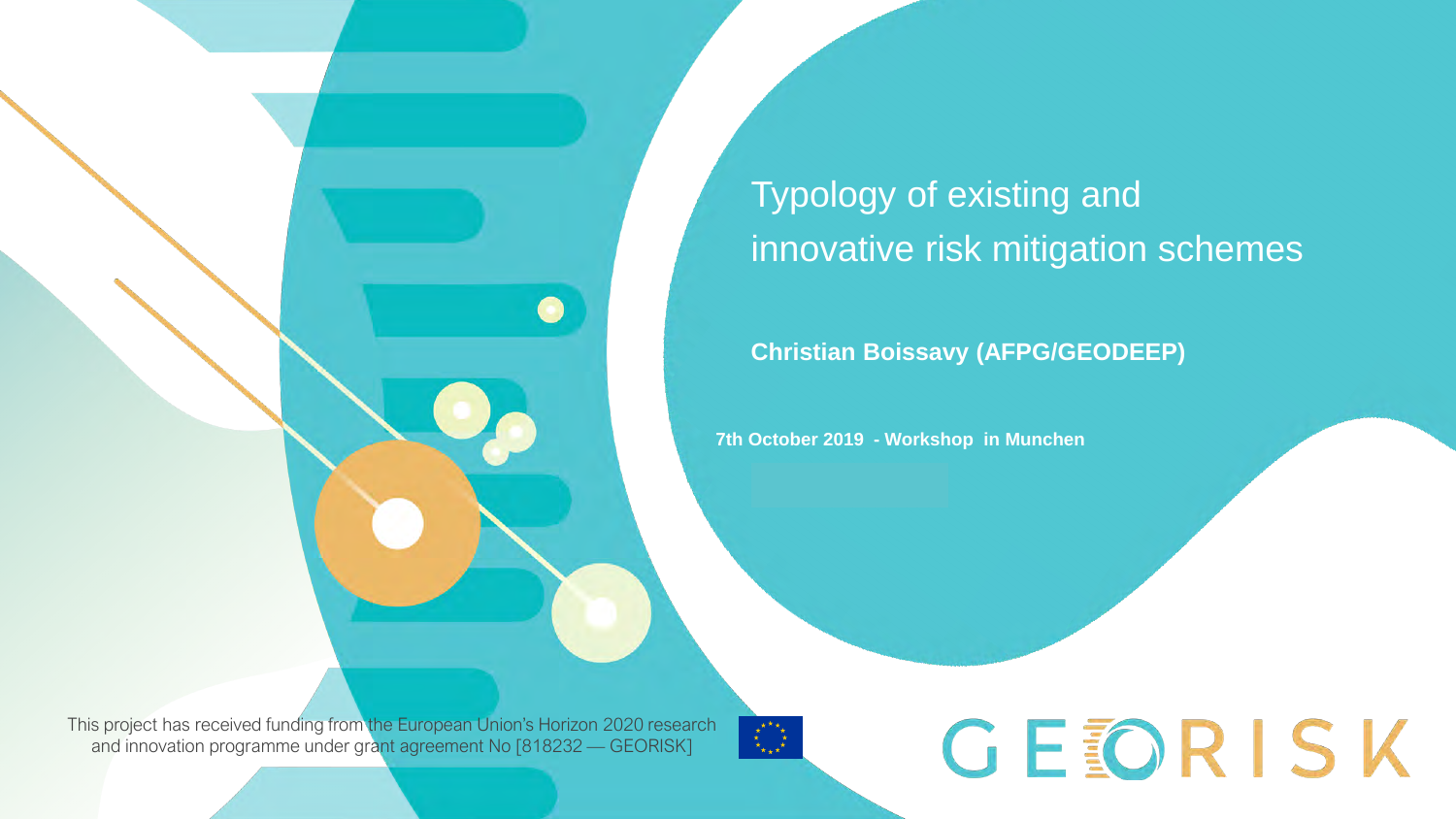# Typology of existing and innovative risk mitigation schemes

**Christian Boissavy (AFPG/GEODEEP)**

**7th October 2019 - Workshop in Munchen**

This project has received funding from the European Union's Horizon 2020 research and innovation programme under grant agreement No [818232 — GEORISK]

GEORISK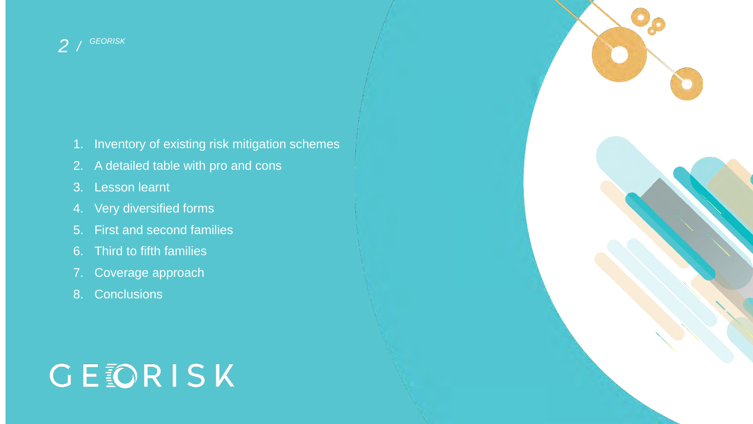1. Inventory of existing risk mitigation schemes
2. A detailed table with pro and cons
3. Lesson learnt
4. Very diversified forms
5. First and second families
6. Third to fifth families
7. Coverage approach
8. Conclusions

GEORISK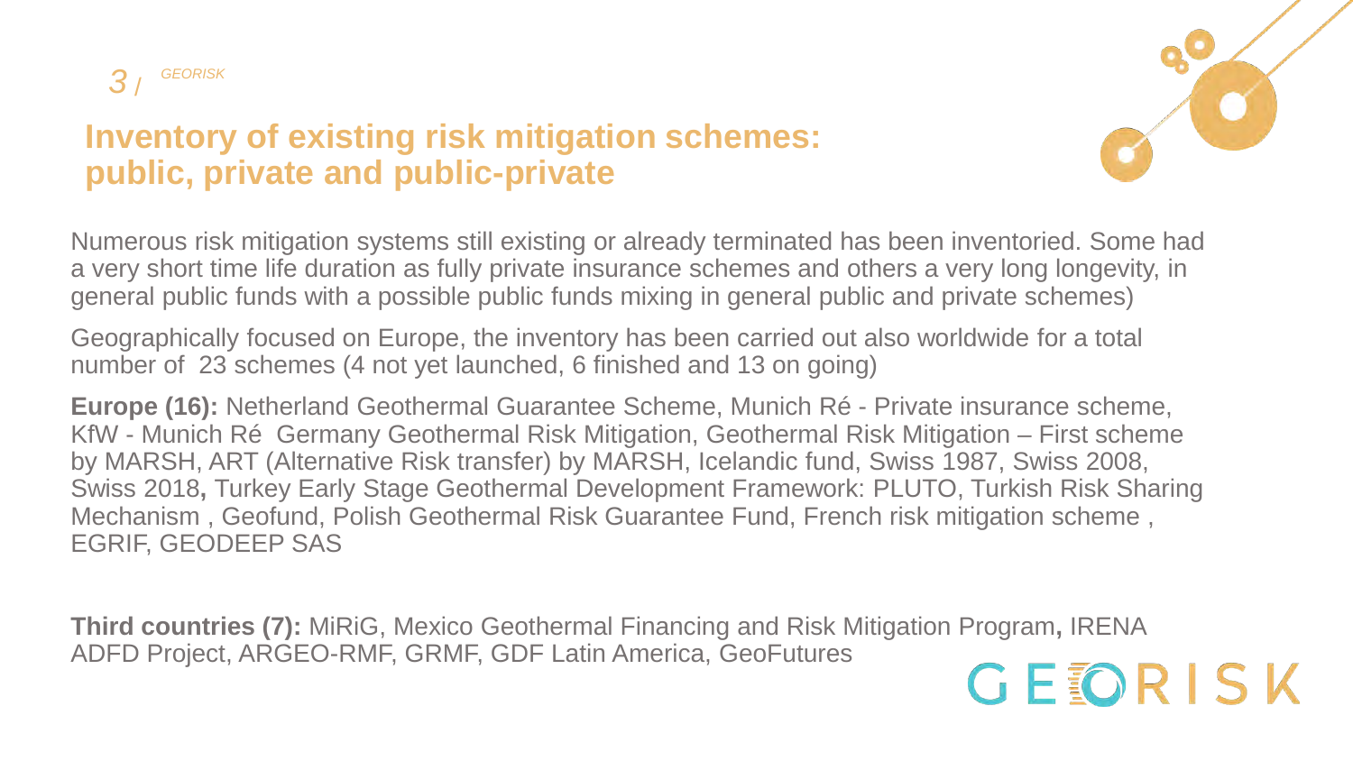# Inventory of existing risk mitigation schemes: public, private and public-private

Numerous risk mitigation systems still existing or already terminated has been inventoried. Some had a very short time life duration as fully private insurance schemes and others a very long longevity, in general public funds with a possible public funds mixing in general public and private schemes)

Geographically focused on Europe, the inventory has been carried out also worldwide for a total number of 23 schemes (4 not yet launched, 6 finished and 13 on going)

**Europe (16):** Netherland Geothermal Guarantee Scheme, Munich Ré - Private insurance scheme, KfW - Munich Ré Germany Geothermal Risk Mitigation, Geothermal Risk Mitigation – First scheme by MARSH, ART (Alternative Risk transfer) by MARSH, Icelandic fund, Swiss 1987, Swiss 2008, Swiss 2018**,** Turkey Early Stage Geothermal Development Framework: PLUTO, Turkish Risk Sharing Mechanism , Geofund, Polish Geothermal Risk Guarantee Fund, French risk mitigation scheme , EGRIF, GEODEEP SAS

**Third countries (7):** MiRiG, Mexico Geothermal Financing and Risk Mitigation Program**,** IRENA ADFD Project, ARGEO-RMF, GRMF, GDF Latin America, GeoFutures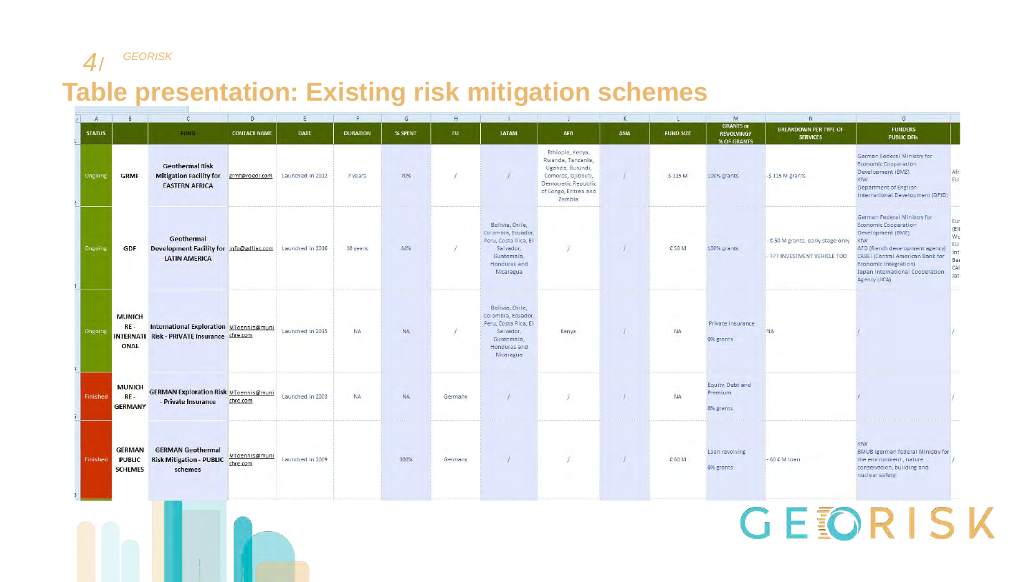# Table presentation: Existing risk mitigation schemes

| STATUS | | FUND | CONTACT NAME | DATE | DURATION | % SPENT | EU | LATAM | AFR | ASIA | FUND SIZE | GRANTS or REVOLVING? % OF GRANTS | BREAKDOWN PER TYPE OF SERVICES | FUNDERS PUBLIC DFIs |
|---|---|---|---|---|---|---|---|---|---|---|---|---|---|---|
| Ongoing | GRMF | Geothermal Risk Mitigation Facility for EASTERN AFRICA | grmf@roedl.com | Launched in 2012 | 7 years | 70% | / | / | Ethiopia, Kenya, Rwanda, Tanzania, Uganda, Burundi, Comoros, Djibouti, Democratic Republic of Congo, Eritrea and Zambia | / | $ 115 M | 100% grants | -$ 115 M grants | German Federal Ministry for Economic Cooperation Development (BMZ) KfW Department of English International Development (DFID) |
| Ongoing | GDF | Geothermal Development Facility for LATIN AMERICA | info@gdflac.com | Launched in 2016 | 10 years | 44% | / | Bolivia, Chile, Colombia, Ecuador, Peru, Costa Rica, El Salvador, Guatemala, Honduras and Nicaragua | / | / | € 50 M | 100% grants | - € 50 M grants, early stage only<br>- ??? INVESTMENT VEHICLE TOO | German Federal Ministry for Economic Cooperation Development (BMZ) KfW AFD (french development agency) CABEI (Central American Bank for Economic Integration) Japan International Cooperation Agency (JICA) |
| Ongoing | MUNICH RE - INTERNATIONAL | International Exploration Risk - PRIVATE Insurance | MToennis@munichre.com | Launched in 2015 | NA | NA | / | Bolivia, Chile, Colombia, Ecuador, Peru, Costa Rica, El Salvador, Guatemala, Honduras and Nicaragua | Kenya | / | NA | Private Insurance<br>0% grants | NA | / |
| Finished | MUNICH RE - GERMANY | GERMAN Exploration Risk - Private Insurance | MToennis@munichre.com | Launched in 2003 | NA | NA | Germany | / | / | / | NA | Equity, Debt and Premium<br>0% grants | | / |
| Finished | GERMAN PUBLIC SCHEMES | GERMAN Geothermal Risk Mitigation - PUBLIC schemes | MToennis@munichre.com | Launched in 2009 | | 100% | Germany | / | / | / | € 60 M | Loan revolving<br>0% grants | - 60 € M loan | KfW BMUB (german federal Ministry for the environment, nature conservation, building and nuclear safety) |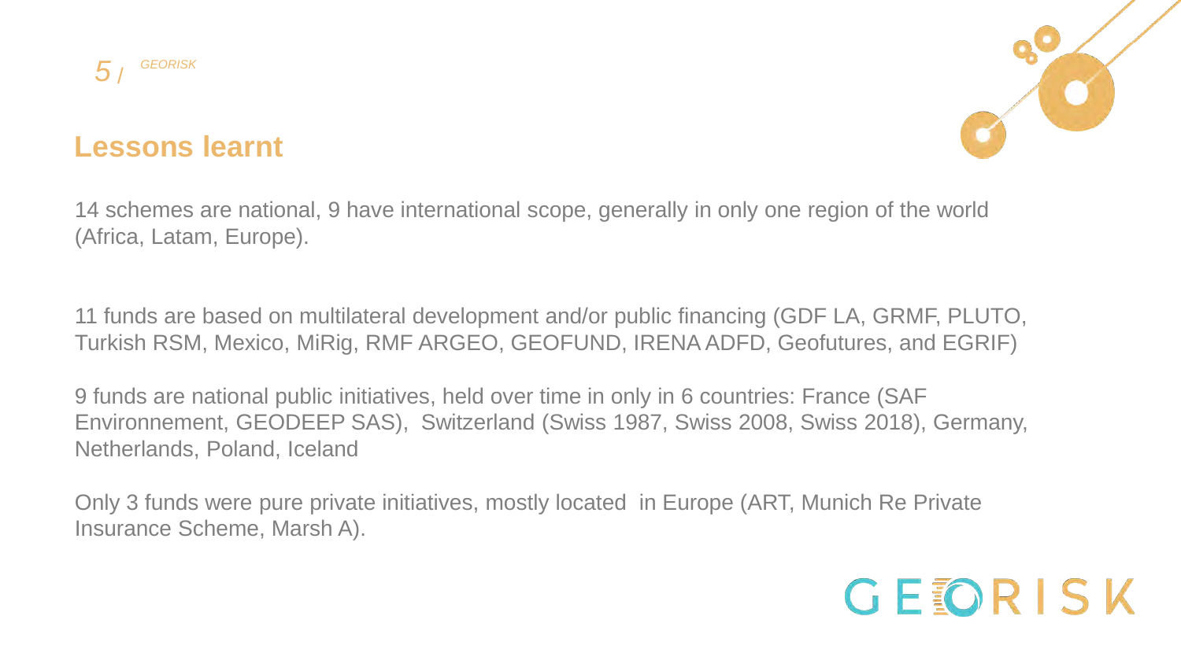## Lessons learnt

14 schemes are national, 9 have international scope, generally in only one region of the world (Africa, Latam, Europe).

11 funds are based on multilateral development and/or public financing (GDF LA, GRMF, PLUTO, Turkish RSM, Mexico, MiRig, RMF ARGEO, GEOFUND, IRENA ADFD, Geofutures, and EGRIF)

9 funds are national public initiatives, held over time in only in 6 countries: France (SAF Environnement, GEODEEP SAS), Switzerland (Swiss 1987, Swiss 2008, Swiss 2018), Germany, Netherlands, Poland, Iceland

Only 3 funds were pure private initiatives, mostly located in Europe (ART, Munich Re Private Insurance Scheme, Marsh A).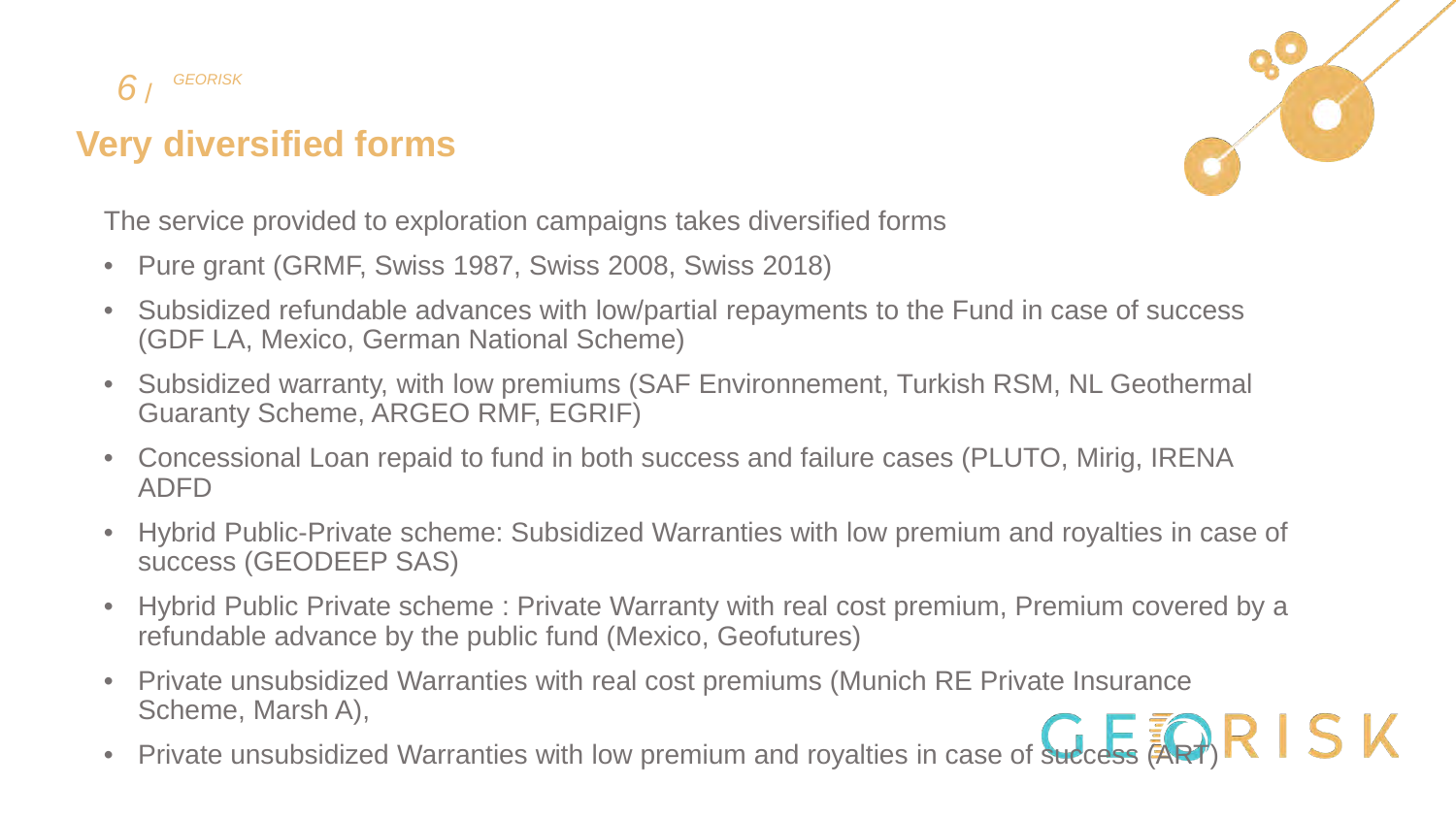## Very diversified forms

The service provided to exploration campaigns takes diversified forms

- Pure grant (GRMF, Swiss 1987, Swiss 2008, Swiss 2018)
- Subsidized refundable advances with low/partial repayments to the Fund in case of success (GDF LA, Mexico, German National Scheme)
- Subsidized warranty, with low premiums (SAF Environnement, Turkish RSM, NL Geothermal Guaranty Scheme, ARGEO RMF, EGRIF)
- Concessional Loan repaid to fund in both success and failure cases (PLUTO, Mirig, IRENA ADFD
- Hybrid Public-Private scheme: Subsidized Warranties with low premium and royalties in case of success (GEODEEP SAS)
- Hybrid Public Private scheme : Private Warranty with real cost premium, Premium covered by a refundable advance by the public fund (Mexico, Geofutures)
- Private unsubsidized Warranties with real cost premiums (Munich RE Private Insurance Scheme, Marsh A),
- Private unsubsidized Warranties with low premium and royalties in case of success (ART)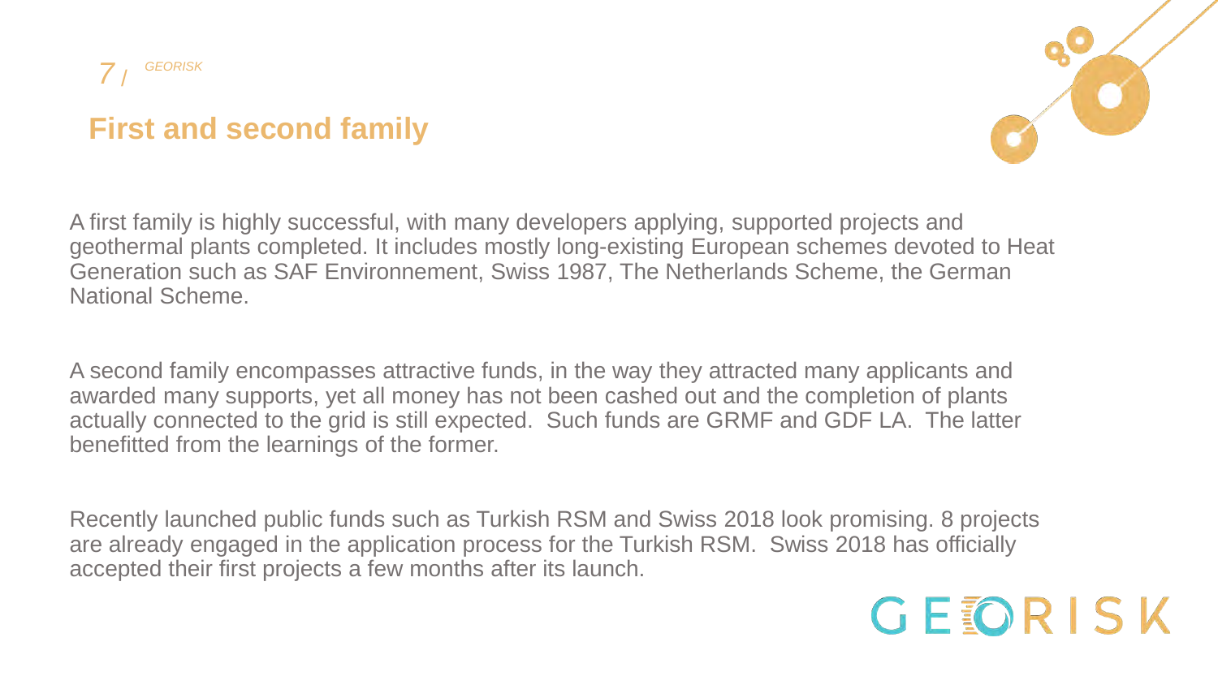## First and second family

A first family is highly successful, with many developers applying, supported projects and geothermal plants completed. It includes mostly long-existing European schemes devoted to Heat Generation such as SAF Environnement, Swiss 1987, The Netherlands Scheme, the German National Scheme.

A second family encompasses attractive funds, in the way they attracted many applicants and awarded many supports, yet all money has not been cashed out and the completion of plants actually connected to the grid is still expected. Such funds are GRMF and GDF LA. The latter benefitted from the learnings of the former.

Recently launched public funds such as Turkish RSM and Swiss 2018 look promising. 8 projects are already engaged in the application process for the Turkish RSM. Swiss 2018 has officially accepted their first projects a few months after its launch.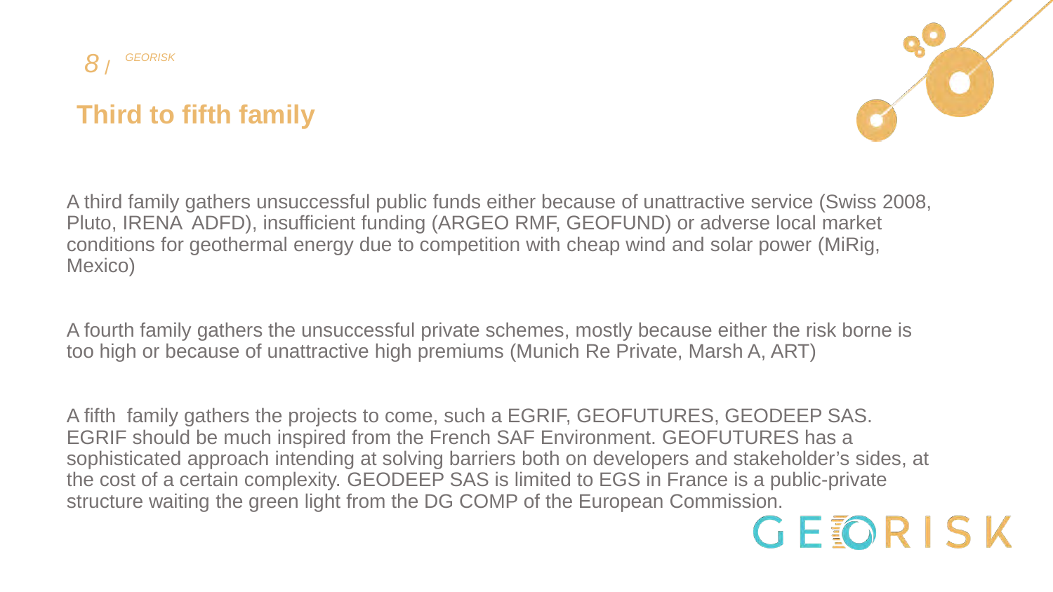## Third to fifth family

A third family gathers unsuccessful public funds either because of unattractive service (Swiss 2008, Pluto, IRENA ADFD), insufficient funding (ARGEO RMF, GEOFUND) or adverse local market conditions for geothermal energy due to competition with cheap wind and solar power (MiRig, Mexico)

A fourth family gathers the unsuccessful private schemes, mostly because either the risk borne is too high or because of unattractive high premiums (Munich Re Private, Marsh A, ART)

A fifth family gathers the projects to come, such a EGRIF, GEOFUTURES, GEODEEP SAS. EGRIF should be much inspired from the French SAF Environment. GEOFUTURES has a sophisticated approach intending at solving barriers both on developers and stakeholder's sides, at the cost of a certain complexity. GEODEEP SAS is limited to EGS in France is a public-private structure waiting the green light from the DG COMP of the European Commission.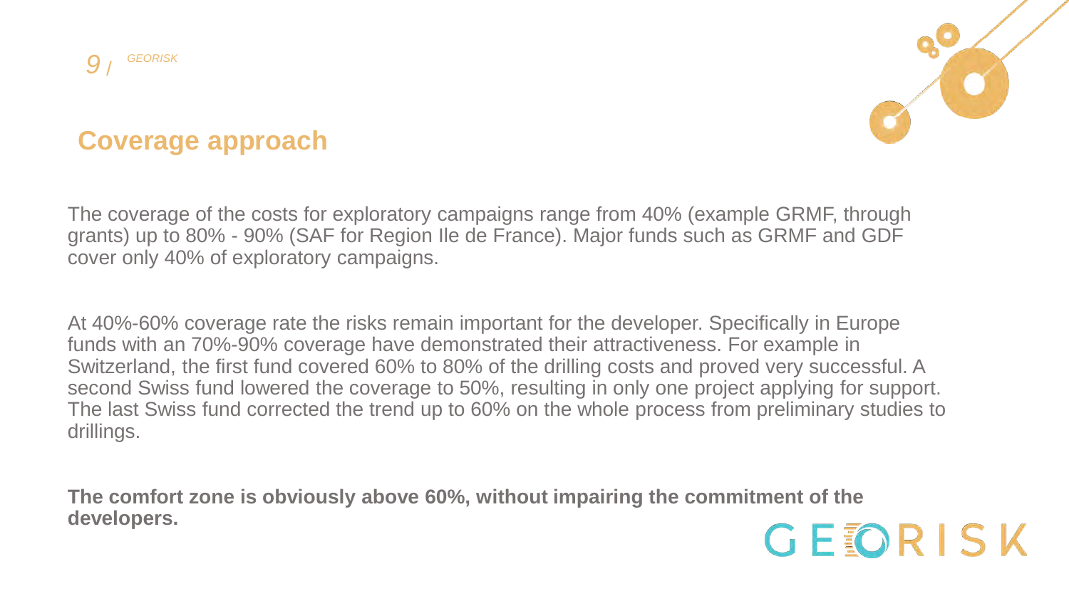## Coverage approach

The coverage of the costs for exploratory campaigns range from 40% (example GRMF, through grants) up to 80% - 90% (SAF for Region Ile de France). Major funds such as GRMF and GDF cover only 40% of exploratory campaigns.

At 40%-60% coverage rate the risks remain important for the developer. Specifically in Europe funds with an 70%-90% coverage have demonstrated their attractiveness. For example in Switzerland, the first fund covered 60% to 80% of the drilling costs and proved very successful. A second Swiss fund lowered the coverage to 50%, resulting in only one project applying for support. The last Swiss fund corrected the trend up to 60% on the whole process from preliminary studies to drillings.

**The comfort zone is obviously above 60%, without impairing the commitment of the developers.**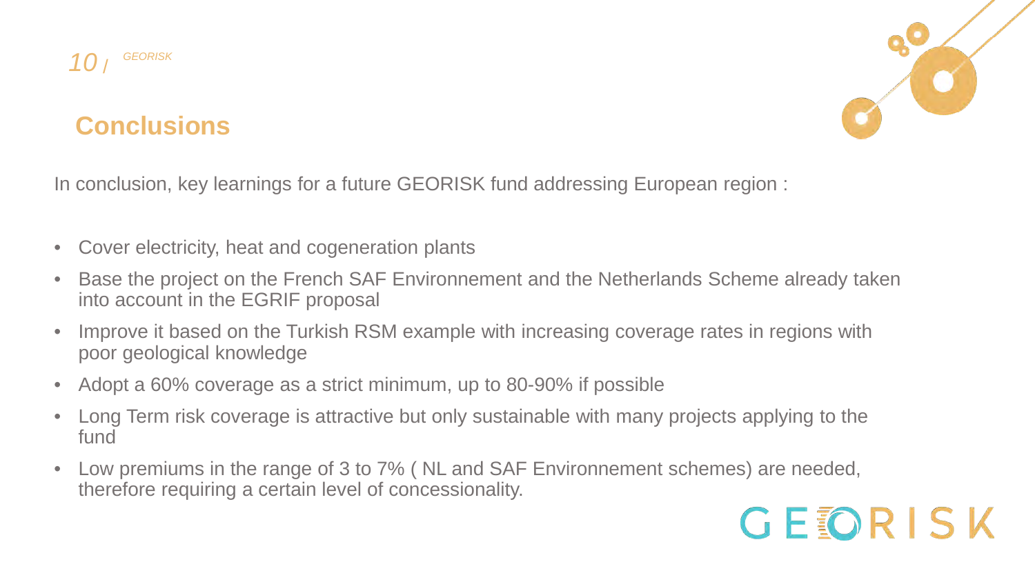## Conclusions

In conclusion, key learnings for a future GEORISK fund addressing European region :

- Cover electricity, heat and cogeneration plants
- Base the project on the French SAF Environnement and the Netherlands Scheme already taken into account in the EGRIF proposal
- Improve it based on the Turkish RSM example with increasing coverage rates in regions with poor geological knowledge
- Adopt a 60% coverage as a strict minimum, up to 80-90% if possible
- Long Term risk coverage is attractive but only sustainable with many projects applying to the fund
- Low premiums in the range of 3 to 7% ( NL and SAF Environnement schemes) are needed, therefore requiring a certain level of concessionality.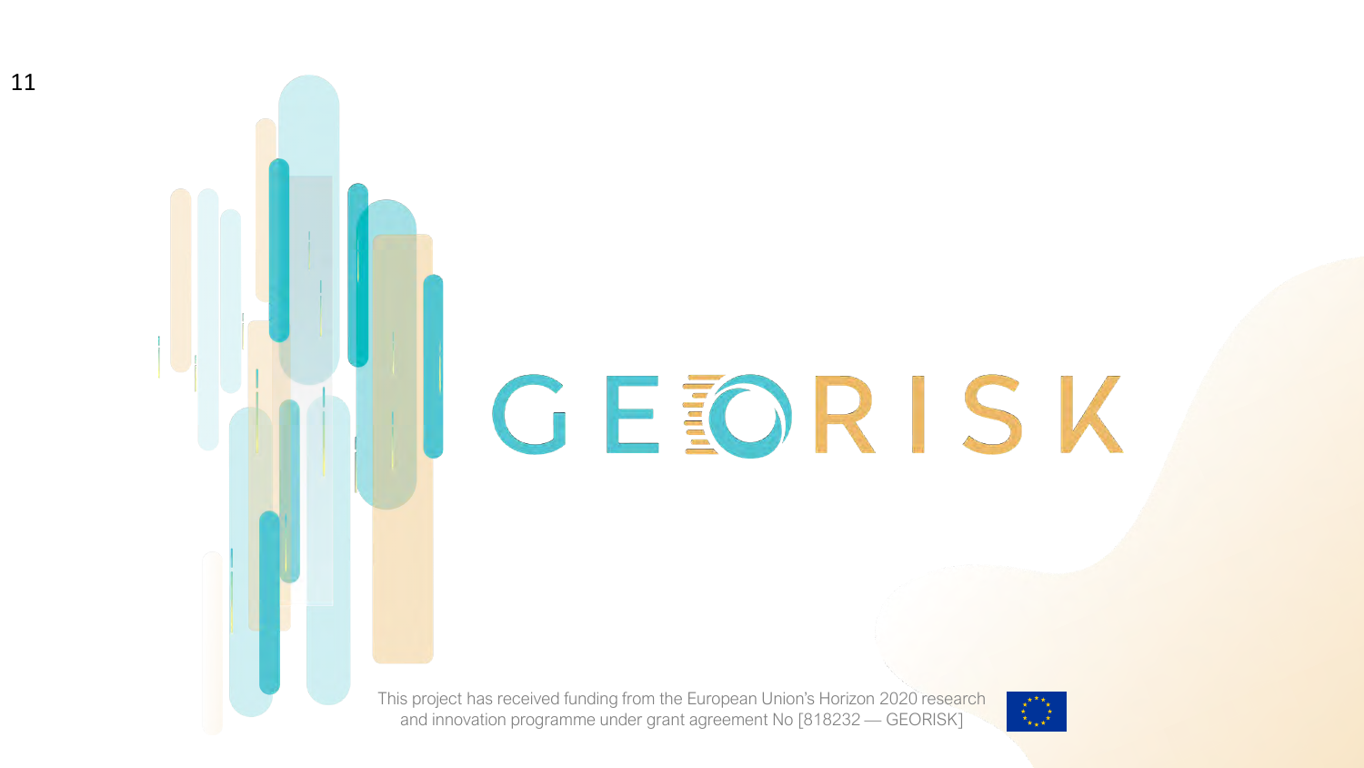GEORISK

This project has received funding from the European Union's Horizon 2020 research and innovation programme under grant agreement No [818232 — GEORISK]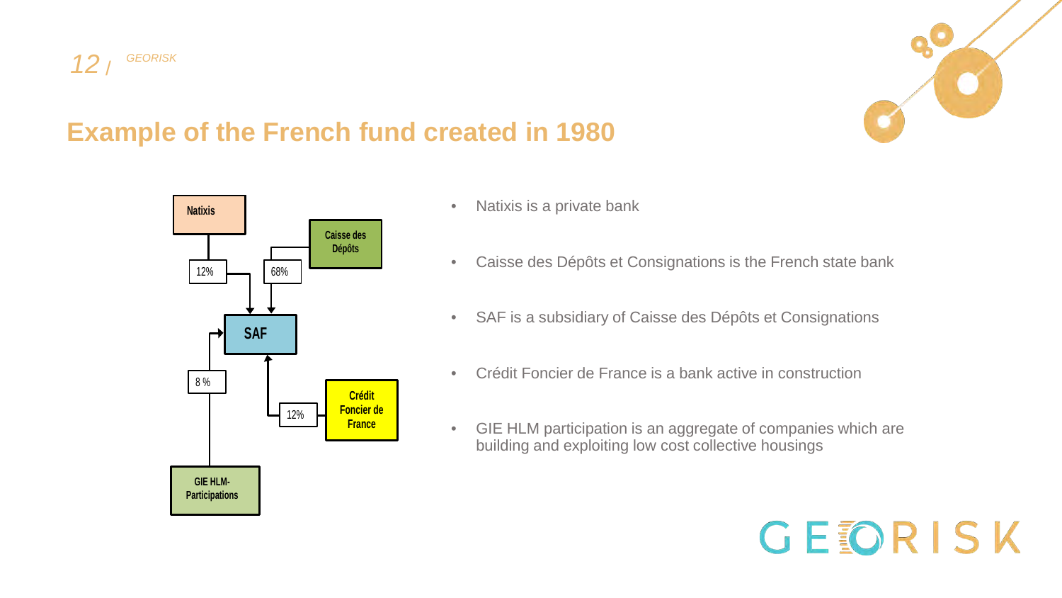## Example of the French fund created in 1980

Natixis

Caisse des Dépôts

12%

68%

SAF

8 %

12%

Crédit Foncier de France

GIE HLM-Participations

- Natixis is a private bank
- Caisse des Dépôts et Consignations is the French state bank
- SAF is a subsidiary of Caisse des Dépôts et Consignations
- Crédit Foncier de France is a bank active in construction
- GIE HLM participation is an aggregate of companies which are building and exploiting low cost collective housings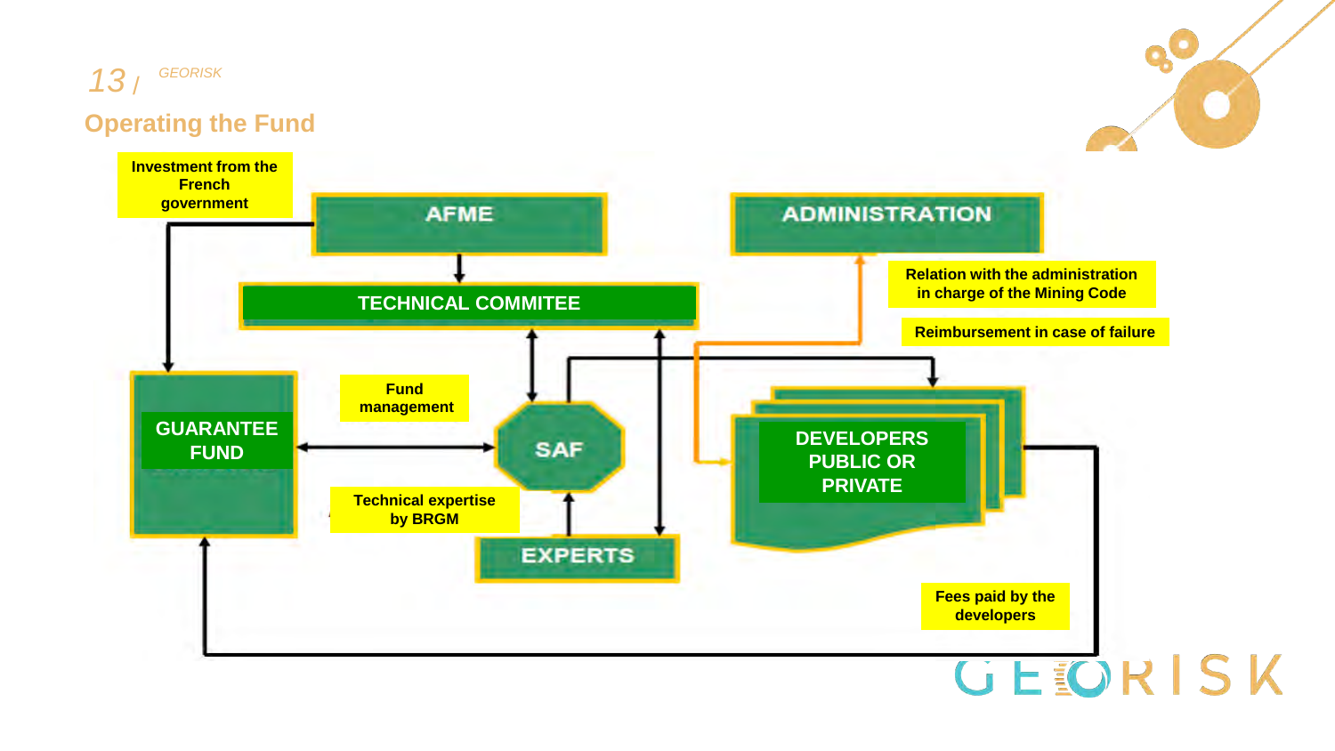## Operating the Fund

Investment from the French government

AFME

ADMINISTRATION

TECHNICAL COMMITEE

Relation with the administration in charge of the Mining Code

Reimbursement in case of failure

Fund management

GUARANTEE FUND

SAF

DEVELOPERS PUBLIC OR PRIVATE

Technical expertise by BRGM

EXPERTS

Fees paid by the developers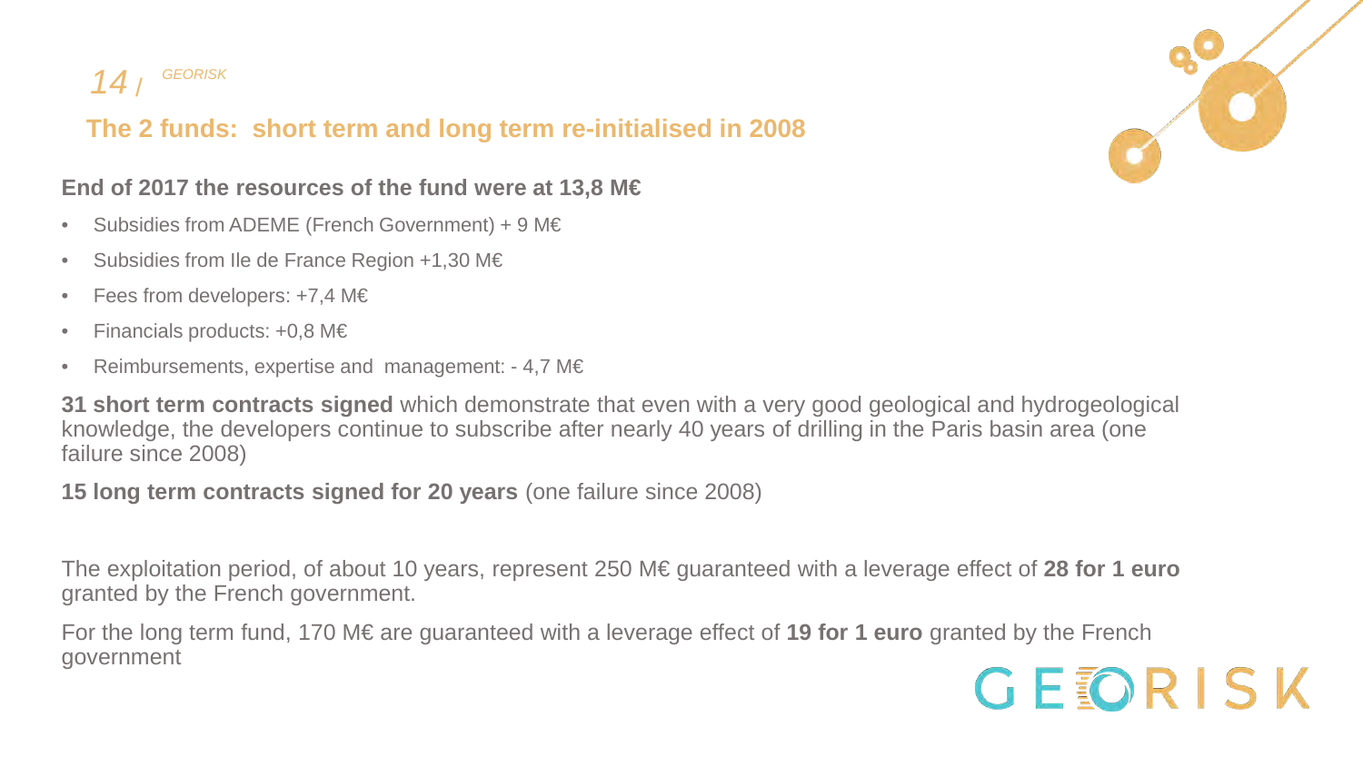## The 2 funds: short term and long term re-initialised in 2008

**End of 2017 the resources of the fund were at 13,8 M€**

- Subsidies from ADEME (French Government) + 9 M€
- Subsidies from Ile de France Region +1,30 M€
- Fees from developers: +7,4 M€
- Financials products: +0,8 M€
- Reimbursements, expertise and management: - 4,7 M€

**31 short term contracts signed** which demonstrate that even with a very good geological and hydrogeological knowledge, the developers continue to subscribe after nearly 40 years of drilling in the Paris basin area (one failure since 2008)

**15 long term contracts signed for 20 years** (one failure since 2008)

The exploitation period, of about 10 years, represent 250 M€ guaranteed with a leverage effect of **28 for 1 euro** granted by the French government.

For the long term fund, 170 M€ are guaranteed with a leverage effect of **19 for 1 euro** granted by the French government